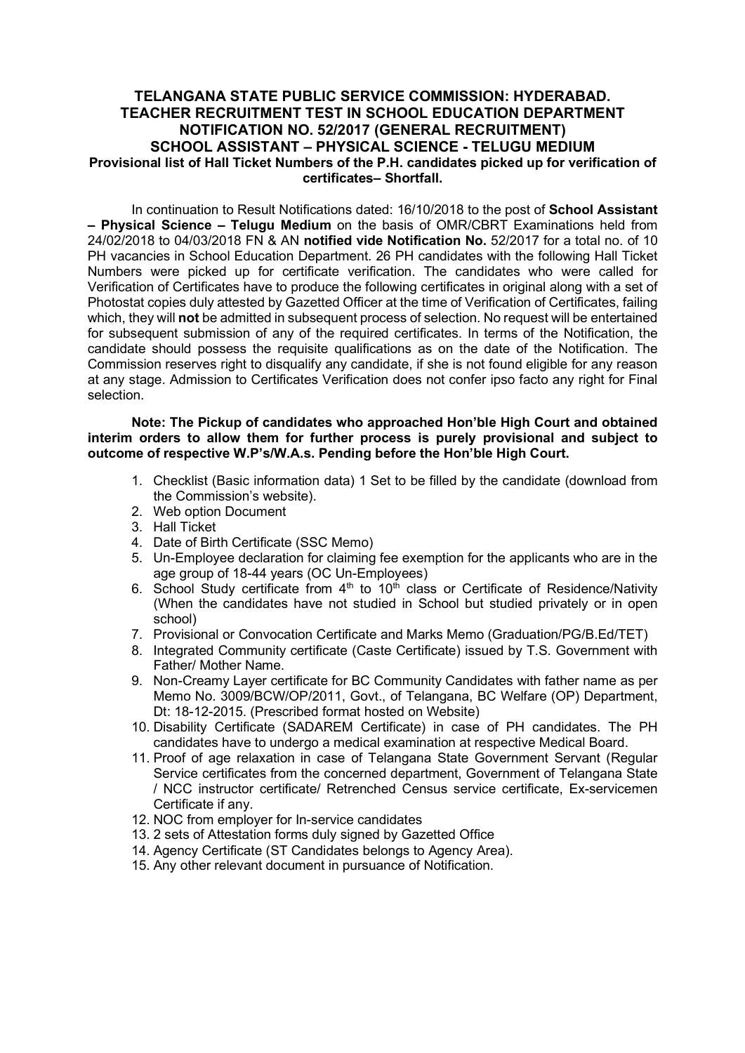# TELANGANA STATE PUBLIC SERVICE COMMISSION: HYDERABAD.
## TEACHER RECRUITMENT TEST IN SCHOOL EDUCATION DEPARTMENT
## NOTIFICATION NO. 52/2017 (GENERAL RECRUITMENT)
## SCHOOL ASSISTANT – PHYSICAL SCIENCE - TELUGU MEDIUM

**Provisional list of Hall Ticket Numbers of the P.H. candidates picked up for verification of certificates– Shortfall.**

In continuation to Result Notifications dated: 16/10/2018 to the post of **School Assistant – Physical Science – Telugu Medium** on the basis of OMR/CBRT Examinations held from 24/02/2018 to 04/03/2018 FN & AN **notified vide Notification No.** 52/2017 for a total no. of 10 PH vacancies in School Education Department. 26 PH candidates with the following Hall Ticket Numbers were picked up for certificate verification. The candidates who were called for Verification of Certificates have to produce the following certificates in original along with a set of Photostat copies duly attested by Gazetted Officer at the time of Verification of Certificates, failing which, they will **not** be admitted in subsequent process of selection. No request will be entertained for subsequent submission of any of the required certificates. In terms of the Notification, the candidate should possess the requisite qualifications as on the date of the Notification. The Commission reserves right to disqualify any candidate, if she is not found eligible for any reason at any stage. Admission to Certificates Verification does not confer ipso facto any right for Final selection.

**Note: The Pickup of candidates who approached Hon'ble High Court and obtained interim orders to allow them for further process is purely provisional and subject to outcome of respective W.P's/W.A.s. Pending before the Hon'ble High Court.**

1. Checklist (Basic information data) 1 Set to be filled by the candidate (download from the Commission's website).
2. Web option Document
3. Hall Ticket
4. Date of Birth Certificate (SSC Memo)
5. Un-Employee declaration for claiming fee exemption for the applicants who are in the age group of 18-44 years (OC Un-Employees)
6. School Study certificate from 4th to 10th class or Certificate of Residence/Nativity (When the candidates have not studied in School but studied privately or in open school)
7. Provisional or Convocation Certificate and Marks Memo (Graduation/PG/B.Ed/TET)
8. Integrated Community certificate (Caste Certificate) issued by T.S. Government with Father/ Mother Name.
9. Non-Creamy Layer certificate for BC Community Candidates with father name as per Memo No. 3009/BCW/OP/2011, Govt., of Telangana, BC Welfare (OP) Department, Dt: 18-12-2015. (Prescribed format hosted on Website)
10. Disability Certificate (SADAREM Certificate) in case of PH candidates. The PH candidates have to undergo a medical examination at respective Medical Board.
11. Proof of age relaxation in case of Telangana State Government Servant (Regular Service certificates from the concerned department, Government of Telangana State / NCC instructor certificate/ Retrenched Census service certificate, Ex-servicemen Certificate if any.
12. NOC from employer for In-service candidates
13. 2 sets of Attestation forms duly signed by Gazetted Office
14. Agency Certificate (ST Candidates belongs to Agency Area).
15. Any other relevant document in pursuance of Notification.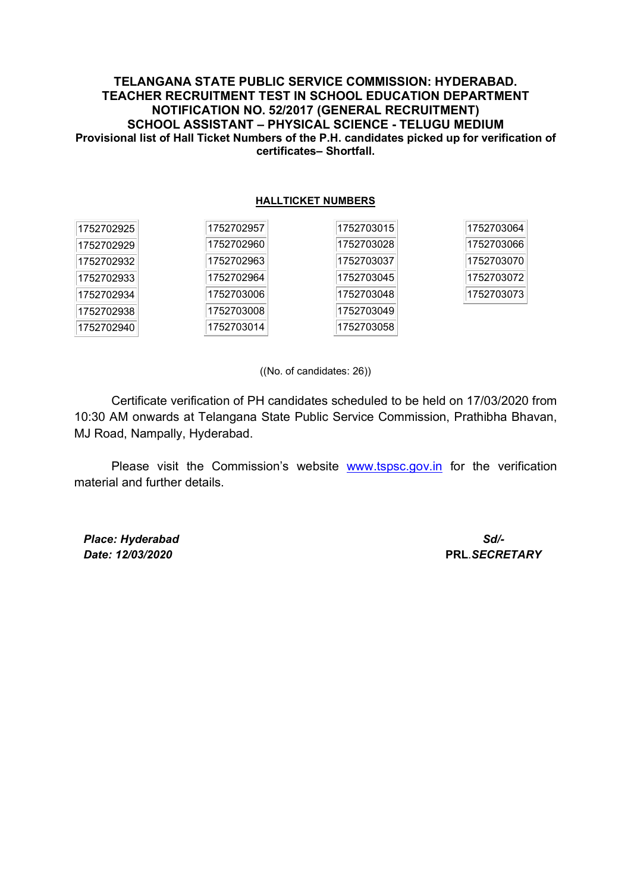**TELANGANA STATE PUBLIC SERVICE COMMISSION: HYDERABAD.**
**TEACHER RECRUITMENT TEST IN SCHOOL EDUCATION DEPARTMENT**
**NOTIFICATION NO. 52/2017 (GENERAL RECRUITMENT)**
**SCHOOL ASSISTANT – PHYSICAL SCIENCE - TELUGU MEDIUM**
**Provisional list of Hall Ticket Numbers of the P.H. candidates picked up for verification of certificates– Shortfall.**

**HALLTICKET NUMBERS**

| | | | |
|---|---|---|---|
| 1752702925 | 1752702957 | 1752703015 | 1752703064 |
| 1752702929 | 1752702960 | 1752703028 | 1752703066 |
| 1752702932 | 1752702963 | 1752703037 | 1752703070 |
| 1752702933 | 1752702964 | 1752703045 | 1752703072 |
| 1752702934 | 1752703006 | 1752703048 | 1752703073 |
| 1752702938 | 1752703008 | 1752703049 | |
| 1752702940 | 1752703014 | 1752703058 | |

((No. of candidates: 26))

Certificate verification of PH candidates scheduled to be held on 17/03/2020 from 10:30 AM onwards at Telangana State Public Service Commission, Prathibha Bhavan, MJ Road, Nampally, Hyderabad.

Please visit the Commission's website www.tspsc.gov.in for the verification material and further details.

***Place: Hyderabad***
***Date: 12/03/2020***

*Sd/-*
**PRL.*SECRETARY***